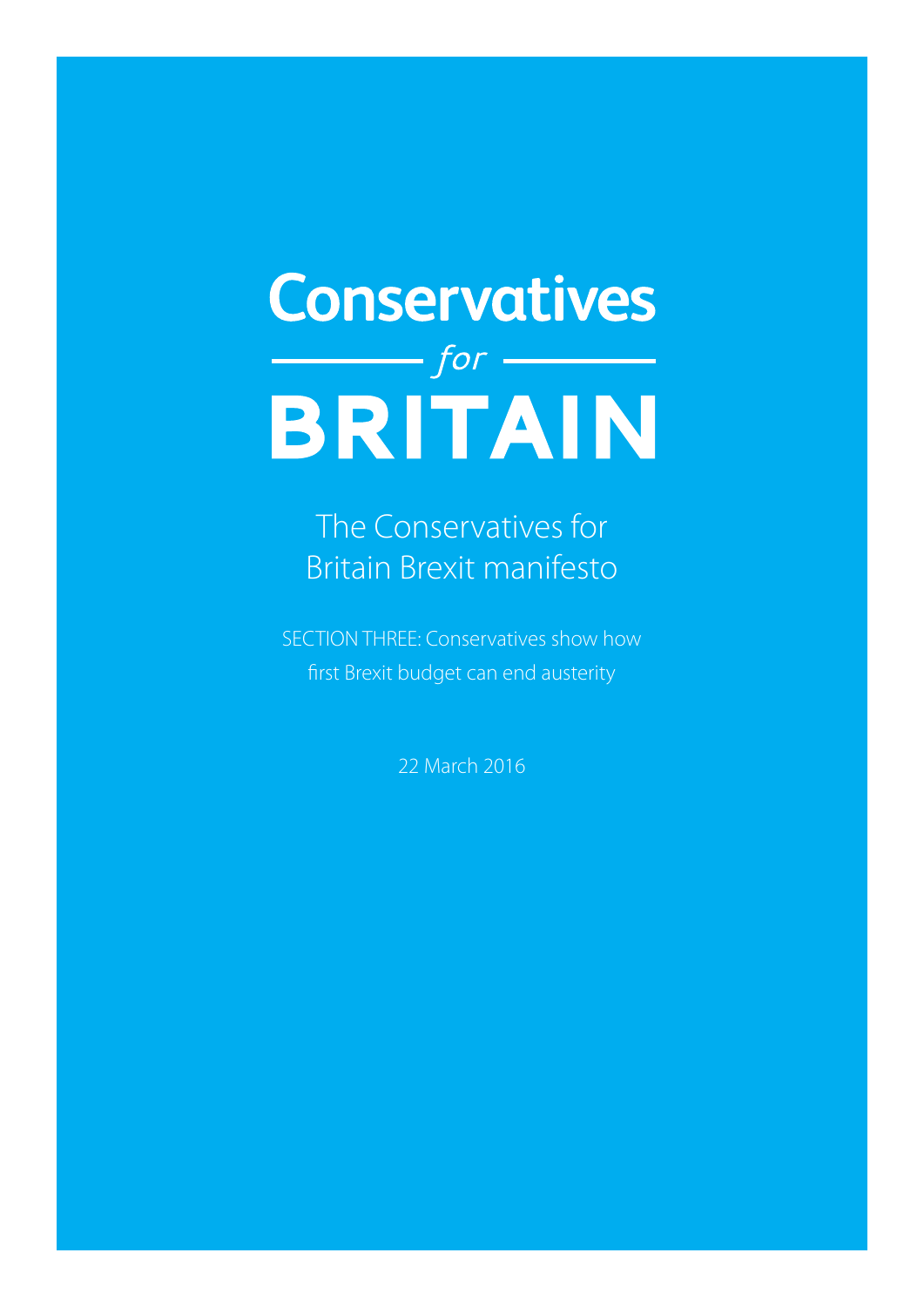# Conservatives *for* BRITAIN

## The Conservatives for Britain Brexit manifesto

SECTION THREE: Conservatives show how first Brexit budget can end austerity

22 March 2016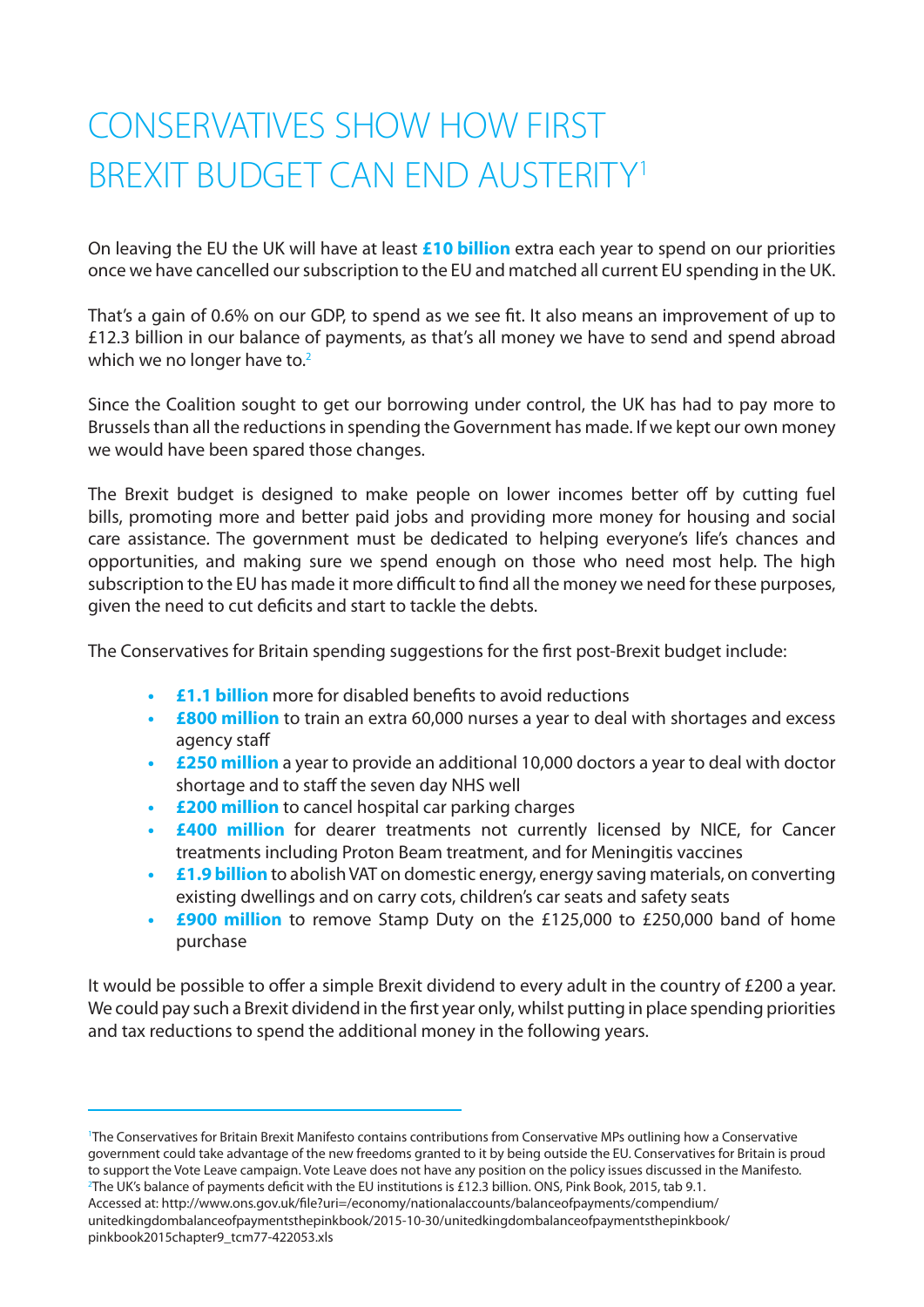# CONSERVATIVES SHOW HOW FIRST BREXIT BUDGET CAN END AUSTERITY[1]

On leaving the EU the UK will have at least **£10 billion** extra each year to spend on our priorities once we have cancelled our subscription to the EU and matched all current EU spending in the UK.

That's a gain of 0.6% on our GDP, to spend as we see fit. It also means an improvement of up to £12.3 billion in our balance of payments, as that's all money we have to send and spend abroad which we no longer have to.[2]

Since the Coalition sought to get our borrowing under control, the UK has had to pay more to Brussels than all the reductions in spending the Government has made. If we kept our own money we would have been spared those changes.

The Brexit budget is designed to make people on lower incomes better off by cutting fuel bills, promoting more and better paid jobs and providing more money for housing and social care assistance. The government must be dedicated to helping everyone's life's chances and opportunities, and making sure we spend enough on those who need most help. The high subscription to the EU has made it more difficult to find all the money we need for these purposes, given the need to cut deficits and start to tackle the debts.

The Conservatives for Britain spending suggestions for the first post-Brexit budget include:

- **£1.1 billion** more for disabled benefits to avoid reductions
- **£800 million** to train an extra 60,000 nurses a year to deal with shortages and excess agency staff
- **£250 million** a year to provide an additional 10,000 doctors a year to deal with doctor shortage and to staff the seven day NHS well
- **£200 million** to cancel hospital car parking charges
- **£400 million** for dearer treatments not currently licensed by NICE, for Cancer treatments including Proton Beam treatment, and for Meningitis vaccines
- **£1.9 billion** to abolish VAT on domestic energy, energy saving materials, on converting existing dwellings and on carry cots, children's car seats and safety seats
- **£900 million** to remove Stamp Duty on the £125,000 to £250,000 band of home purchase

It would be possible to offer a simple Brexit dividend to every adult in the country of £200 a year. We could pay such a Brexit dividend in the first year only, whilst putting in place spending priorities and tax reductions to spend the additional money in the following years.

---

[1] The Conservatives for Britain Brexit Manifesto contains contributions from Conservative MPs outlining how a Conservative government could take advantage of the new freedoms granted to it by being outside the EU. Conservatives for Britain is proud to support the Vote Leave campaign. Vote Leave does not have any position on the policy issues discussed in the Manifesto.

[2] The UK's balance of payments deficit with the EU institutions is £12.3 billion. ONS, Pink Book, 2015, tab 9.1. Accessed at: http://www.ons.gov.uk/file?uri=/economy/nationalaccounts/balanceofpayments/compendium/unitedkingdombalanceofpaymentsthepinkbook/2015-10-30/unitedkingdombalanceofpaymentsthepinkbook/pinkbook2015chapter9_tcm77-422053.xls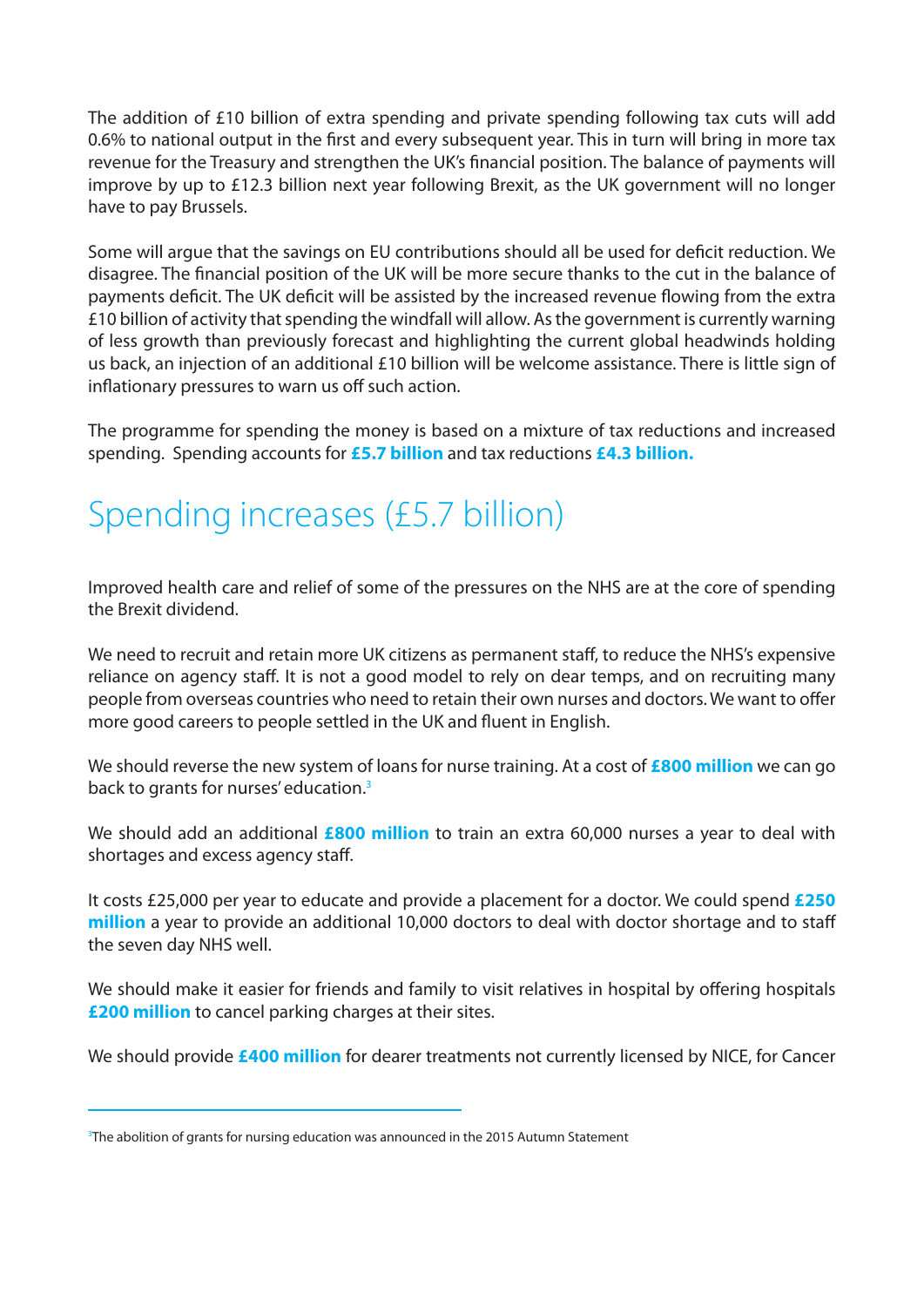The addition of £10 billion of extra spending and private spending following tax cuts will add 0.6% to national output in the first and every subsequent year. This in turn will bring in more tax revenue for the Treasury and strengthen the UK's financial position. The balance of payments will improve by up to £12.3 billion next year following Brexit, as the UK government will no longer have to pay Brussels.

Some will argue that the savings on EU contributions should all be used for deficit reduction. We disagree. The financial position of the UK will be more secure thanks to the cut in the balance of payments deficit. The UK deficit will be assisted by the increased revenue flowing from the extra £10 billion of activity that spending the windfall will allow. As the government is currently warning of less growth than previously forecast and highlighting the current global headwinds holding us back, an injection of an additional £10 billion will be welcome assistance. There is little sign of inflationary pressures to warn us off such action.

The programme for spending the money is based on a mixture of tax reductions and increased spending. Spending accounts for **£5.7 billion** and tax reductions **£4.3 billion.**

# Spending increases (£5.7 billion)

Improved health care and relief of some of the pressures on the NHS are at the core of spending the Brexit dividend.

We need to recruit and retain more UK citizens as permanent staff, to reduce the NHS's expensive reliance on agency staff. It is not a good model to rely on dear temps, and on recruiting many people from overseas countries who need to retain their own nurses and doctors. We want to offer more good careers to people settled in the UK and fluent in English.

We should reverse the new system of loans for nurse training. At a cost of **£800 million** we can go back to grants for nurses' education.[3]

We should add an additional **£800 million** to train an extra 60,000 nurses a year to deal with shortages and excess agency staff.

It costs £25,000 per year to educate and provide a placement for a doctor. We could spend **£250 million** a year to provide an additional 10,000 doctors to deal with doctor shortage and to staff the seven day NHS well.

We should make it easier for friends and family to visit relatives in hospital by offering hospitals **£200 million** to cancel parking charges at their sites.

We should provide **£400 million** for dearer treatments not currently licensed by NICE, for Cancer

---

[3] The abolition of grants for nursing education was announced in the 2015 Autumn Statement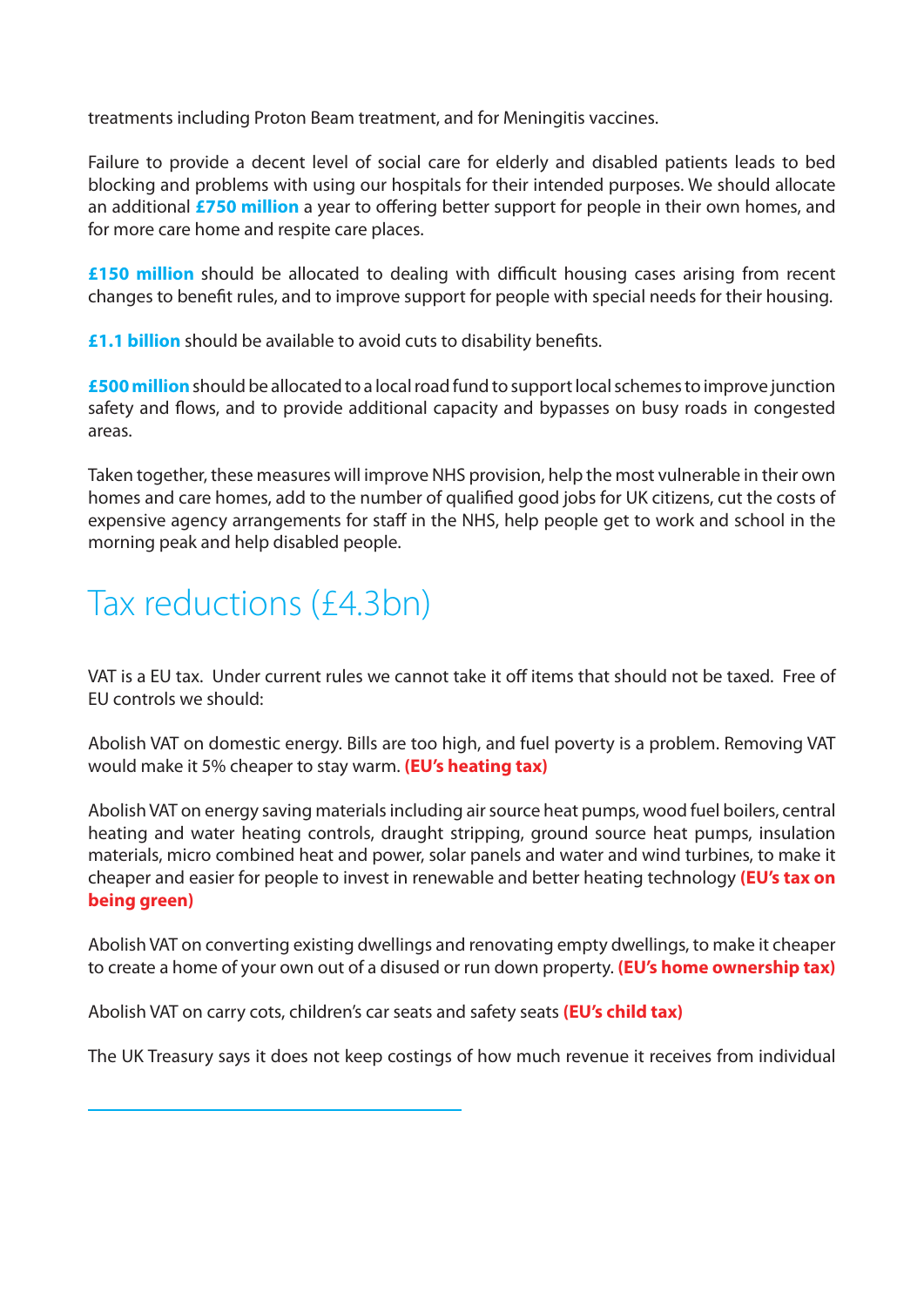treatments including Proton Beam treatment, and for Meningitis vaccines.

Failure to provide a decent level of social care for elderly and disabled patients leads to bed blocking and problems with using our hospitals for their intended purposes. We should allocate an additional **£750 million** a year to offering better support for people in their own homes, and for more care home and respite care places.

**£150 million** should be allocated to dealing with difficult housing cases arising from recent changes to benefit rules, and to improve support for people with special needs for their housing.

**£1.1 billion** should be available to avoid cuts to disability benefits.

**£500 million** should be allocated to a local road fund to support local schemes to improve junction safety and flows, and to provide additional capacity and bypasses on busy roads in congested areas.

Taken together, these measures will improve NHS provision, help the most vulnerable in their own homes and care homes, add to the number of qualified good jobs for UK citizens, cut the costs of expensive agency arrangements for staff in the NHS, help people get to work and school in the morning peak and help disabled people.

# Tax reductions (£4.3bn)

VAT is a EU tax. Under current rules we cannot take it off items that should not be taxed. Free of EU controls we should:

Abolish VAT on domestic energy. Bills are too high, and fuel poverty is a problem. Removing VAT would make it 5% cheaper to stay warm. **(EU's heating tax)**

Abolish VAT on energy saving materials including air source heat pumps, wood fuel boilers, central heating and water heating controls, draught stripping, ground source heat pumps, insulation materials, micro combined heat and power, solar panels and water and wind turbines, to make it cheaper and easier for people to invest in renewable and better heating technology **(EU's tax on being green)**

Abolish VAT on converting existing dwellings and renovating empty dwellings, to make it cheaper to create a home of your own out of a disused or run down property. **(EU's home ownership tax)**

Abolish VAT on carry cots, children's car seats and safety seats **(EU's child tax)**

The UK Treasury says it does not keep costings of how much revenue it receives from individual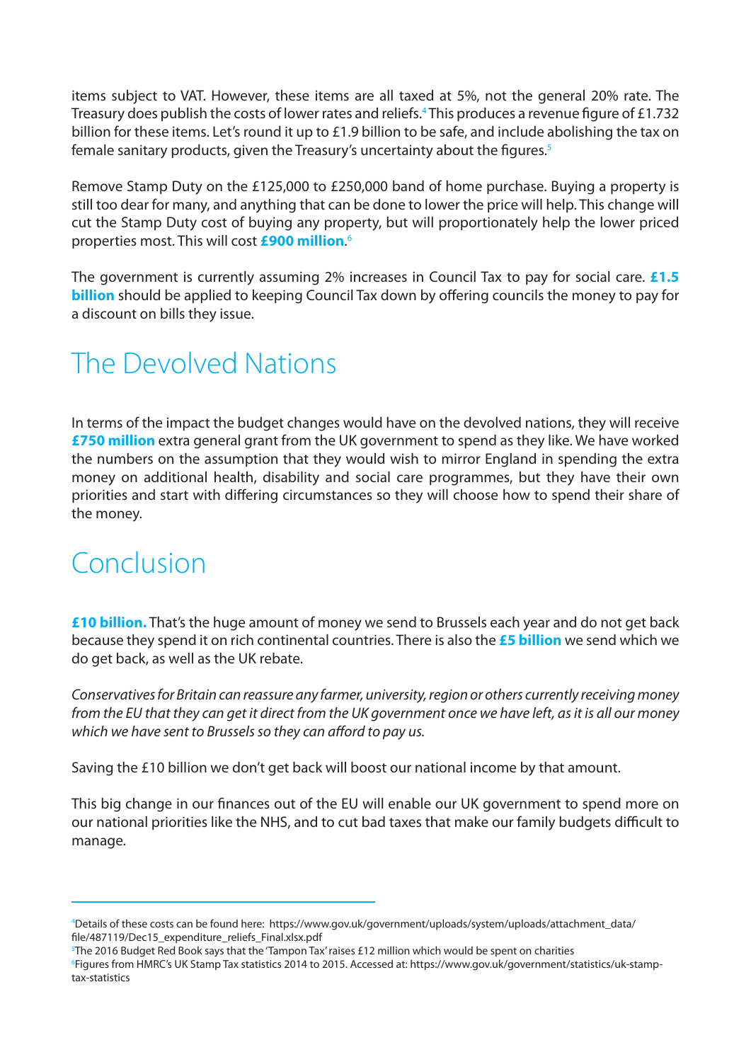items subject to VAT. However, these items are all taxed at 5%, not the general 20% rate. The Treasury does publish the costs of lower rates and reliefs.[4] This produces a revenue figure of £1.732 billion for these items. Let's round it up to £1.9 billion to be safe, and include abolishing the tax on female sanitary products, given the Treasury's uncertainty about the figures.[5]

Remove Stamp Duty on the £125,000 to £250,000 band of home purchase. Buying a property is still too dear for many, and anything that can be done to lower the price will help. This change will cut the Stamp Duty cost of buying any property, but will proportionately help the lower priced properties most. This will cost **£900 million**.[6]

The government is currently assuming 2% increases in Council Tax to pay for social care. **£1.5 billion** should be applied to keeping Council Tax down by offering councils the money to pay for a discount on bills they issue.

## The Devolved Nations

In terms of the impact the budget changes would have on the devolved nations, they will receive **£750 million** extra general grant from the UK government to spend as they like. We have worked the numbers on the assumption that they would wish to mirror England in spending the extra money on additional health, disability and social care programmes, but they have their own priorities and start with differing circumstances so they will choose how to spend their share of the money.

## Conclusion

**£10 billion.** That's the huge amount of money we send to Brussels each year and do not get back because they spend it on rich continental countries. There is also the **£5 billion** we send which we do get back, as well as the UK rebate.

*Conservatives for Britain can reassure any farmer, university, region or others currently receiving money from the EU that they can get it direct from the UK government once we have left, as it is all our money which we have sent to Brussels so they can afford to pay us.*

Saving the £10 billion we don't get back will boost our national income by that amount.

This big change in our finances out of the EU will enable our UK government to spend more on our national priorities like the NHS, and to cut bad taxes that make our family budgets difficult to manage.

---

[4] Details of these costs can be found here: https://www.gov.uk/government/uploads/system/uploads/attachment_data/file/487119/Dec15_expenditure_reliefs_Final.xlsx.pdf

[5] The 2016 Budget Red Book says that the 'Tampon Tax' raises £12 million which would be spent on charities

[6] Figures from HMRC's UK Stamp Tax statistics 2014 to 2015. Accessed at: https://www.gov.uk/government/statistics/uk-stamp-tax-statistics